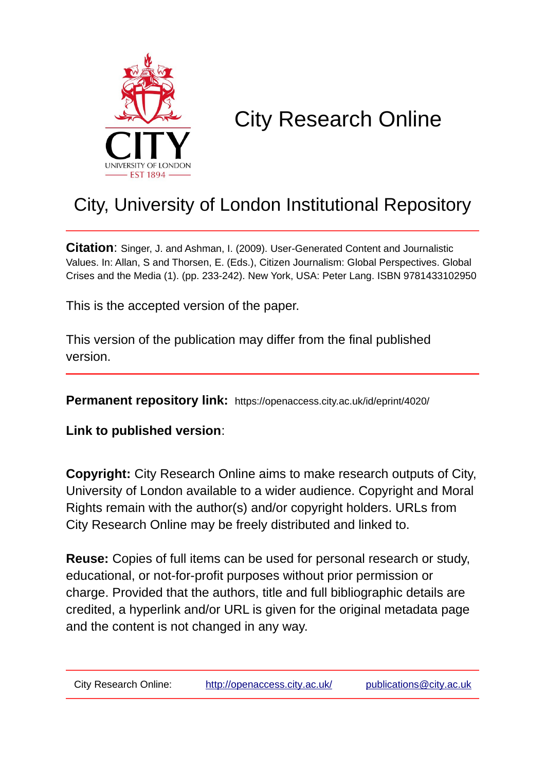# City Research Online

## City, University of London Institutional Repository

**Citation**: Singer, J. and Ashman, I. (2009). User-Generated Content and Journalistic Values. In: Allan, S and Thorsen, E. (Eds.), Citizen Journalism: Global Perspectives. Global Crises and the Media (1). (pp. 233-242). New York, USA: Peter Lang. ISBN 9781433102950

This is the accepted version of the paper.

This version of the publication may differ from the final published version.

**Permanent repository link:** https://openaccess.city.ac.uk/id/eprint/4020/

**Link to published version**:

**Copyright:** City Research Online aims to make research outputs of City, University of London available to a wider audience. Copyright and Moral Rights remain with the author(s) and/or copyright holders. URLs from City Research Online may be freely distributed and linked to.

**Reuse:** Copies of full items can be used for personal research or study, educational, or not-for-profit purposes without prior permission or charge. Provided that the authors, title and full bibliographic details are credited, a hyperlink and/or URL is given for the original metadata page and the content is not changed in any way.

City Research Online: http://openaccess.city.ac.uk/ publications@city.ac.uk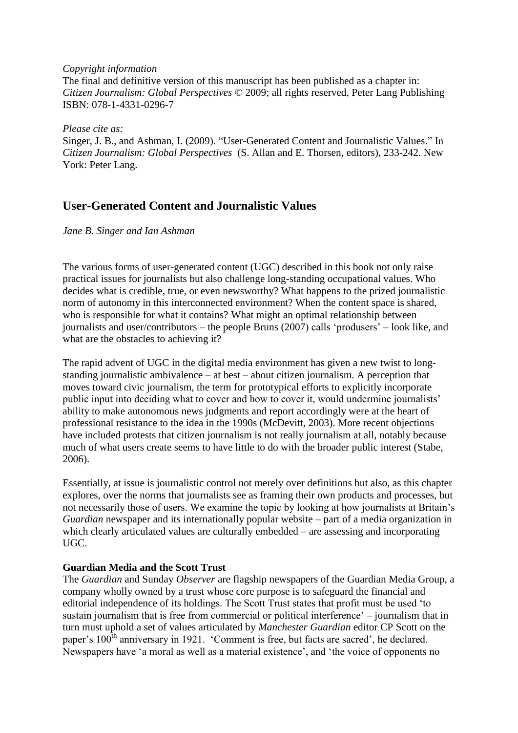*Copyright information*
The final and definitive version of this manuscript has been published as a chapter in: *Citizen Journalism: Global Perspectives* © 2009; all rights reserved, Peter Lang Publishing ISBN: 078-1-4331-0296-7

*Please cite as:*
Singer, J. B., and Ashman, I. (2009). "User-Generated Content and Journalistic Values." In *Citizen Journalism: Global Perspectives* (S. Allan and E. Thorsen, editors), 233-242. New York: Peter Lang.

# User-Generated Content and Journalistic Values

*Jane B. Singer and Ian Ashman*

The various forms of user-generated content (UGC) described in this book not only raise practical issues for journalists but also challenge long-standing occupational values. Who decides what is credible, true, or even newsworthy? What happens to the prized journalistic norm of autonomy in this interconnected environment? When the content space is shared, who is responsible for what it contains? What might an optimal relationship between journalists and user/contributors – the people Bruns (2007) calls 'produsers' – look like, and what are the obstacles to achieving it?

The rapid advent of UGC in the digital media environment has given a new twist to long-standing journalistic ambivalence – at best – about citizen journalism. A perception that moves toward civic journalism, the term for prototypical efforts to explicitly incorporate public input into deciding what to cover and how to cover it, would undermine journalists' ability to make autonomous news judgments and report accordingly were at the heart of professional resistance to the idea in the 1990s (McDevitt, 2003). More recent objections have included protests that citizen journalism is not really journalism at all, notably because much of what users create seems to have little to do with the broader public interest (Stabe, 2006).

Essentially, at issue is journalistic control not merely over definitions but also, as this chapter explores, over the norms that journalists see as framing their own products and processes, but not necessarily those of users. We examine the topic by looking at how journalists at Britain's *Guardian* newspaper and its internationally popular website – part of a media organization in which clearly articulated values are culturally embedded – are assessing and incorporating UGC.

**Guardian Media and the Scott Trust**

The *Guardian* and Sunday *Observer* are flagship newspapers of the Guardian Media Group, a company wholly owned by a trust whose core purpose is to safeguard the financial and editorial independence of its holdings. The Scott Trust states that profit must be used 'to sustain journalism that is free from commercial or political interference' – journalism that in turn must uphold a set of values articulated by *Manchester Guardian* editor CP Scott on the paper's 100th anniversary in 1921. 'Comment is free, but facts are sacred', he declared. Newspapers have 'a moral as well as a material existence', and 'the voice of opponents no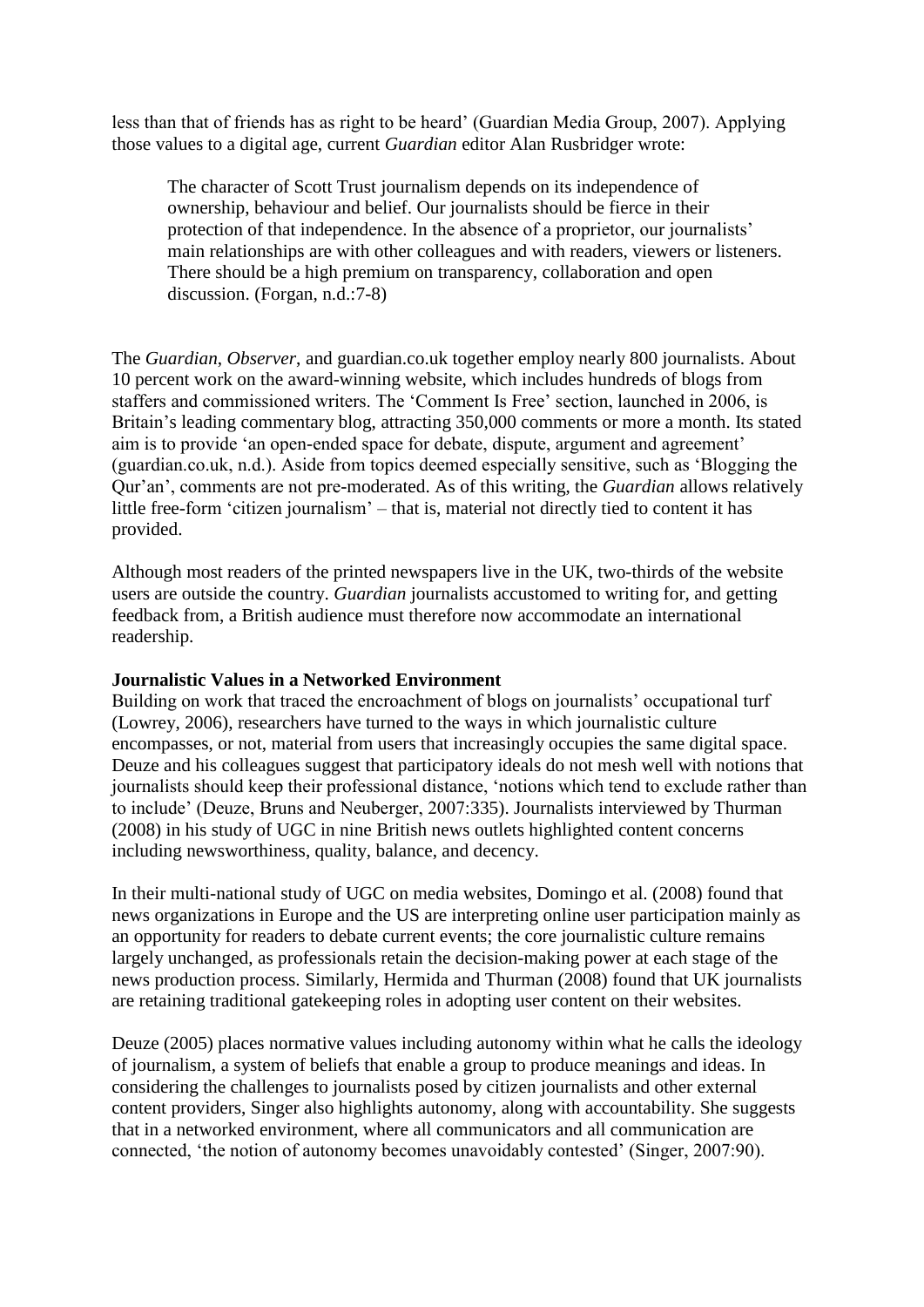less than that of friends has as right to be heard' (Guardian Media Group, 2007). Applying those values to a digital age, current *Guardian* editor Alan Rusbridger wrote:

> The character of Scott Trust journalism depends on its independence of ownership, behaviour and belief. Our journalists should be fierce in their protection of that independence. In the absence of a proprietor, our journalists' main relationships are with other colleagues and with readers, viewers or listeners. There should be a high premium on transparency, collaboration and open discussion. (Forgan, n.d.:7-8)

The *Guardian*, *Observer*, and guardian.co.uk together employ nearly 800 journalists. About 10 percent work on the award-winning website, which includes hundreds of blogs from staffers and commissioned writers. The 'Comment Is Free' section, launched in 2006, is Britain's leading commentary blog, attracting 350,000 comments or more a month. Its stated aim is to provide 'an open-ended space for debate, dispute, argument and agreement' (guardian.co.uk, n.d.). Aside from topics deemed especially sensitive, such as 'Blogging the Qur'an', comments are not pre-moderated. As of this writing, the *Guardian* allows relatively little free-form 'citizen journalism' – that is, material not directly tied to content it has provided.

Although most readers of the printed newspapers live in the UK, two-thirds of the website users are outside the country. *Guardian* journalists accustomed to writing for, and getting feedback from, a British audience must therefore now accommodate an international readership.

**Journalistic Values in a Networked Environment**

Building on work that traced the encroachment of blogs on journalists' occupational turf (Lowrey, 2006), researchers have turned to the ways in which journalistic culture encompasses, or not, material from users that increasingly occupies the same digital space. Deuze and his colleagues suggest that participatory ideals do not mesh well with notions that journalists should keep their professional distance, 'notions which tend to exclude rather than to include' (Deuze, Bruns and Neuberger, 2007:335). Journalists interviewed by Thurman (2008) in his study of UGC in nine British news outlets highlighted content concerns including newsworthiness, quality, balance, and decency.

In their multi-national study of UGC on media websites, Domingo et al. (2008) found that news organizations in Europe and the US are interpreting online user participation mainly as an opportunity for readers to debate current events; the core journalistic culture remains largely unchanged, as professionals retain the decision-making power at each stage of the news production process. Similarly, Hermida and Thurman (2008) found that UK journalists are retaining traditional gatekeeping roles in adopting user content on their websites.

Deuze (2005) places normative values including autonomy within what he calls the ideology of journalism, a system of beliefs that enable a group to produce meanings and ideas. In considering the challenges to journalists posed by citizen journalists and other external content providers, Singer also highlights autonomy, along with accountability. She suggests that in a networked environment, where all communicators and all communication are connected, 'the notion of autonomy becomes unavoidably contested' (Singer, 2007:90).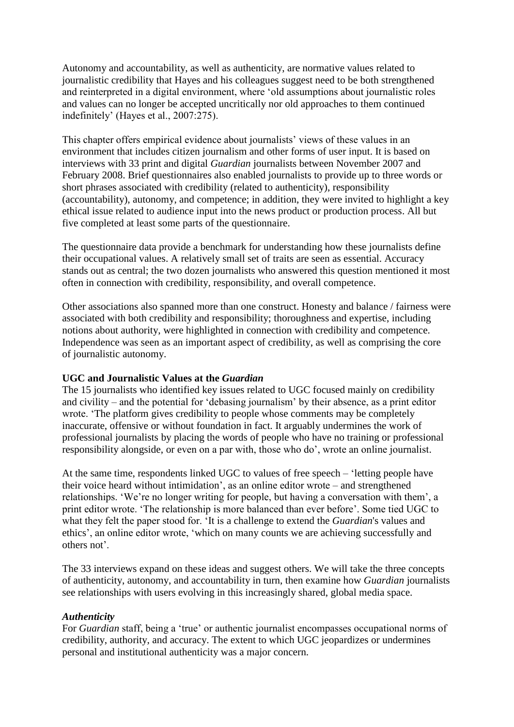Autonomy and accountability, as well as authenticity, are normative values related to journalistic credibility that Hayes and his colleagues suggest need to be both strengthened and reinterpreted in a digital environment, where 'old assumptions about journalistic roles and values can no longer be accepted uncritically nor old approaches to them continued indefinitely' (Hayes et al., 2007:275).

This chapter offers empirical evidence about journalists' views of these values in an environment that includes citizen journalism and other forms of user input. It is based on interviews with 33 print and digital *Guardian* journalists between November 2007 and February 2008. Brief questionnaires also enabled journalists to provide up to three words or short phrases associated with credibility (related to authenticity), responsibility (accountability), autonomy, and competence; in addition, they were invited to highlight a key ethical issue related to audience input into the news product or production process. All but five completed at least some parts of the questionnaire.

The questionnaire data provide a benchmark for understanding how these journalists define their occupational values. A relatively small set of traits are seen as essential. Accuracy stands out as central; the two dozen journalists who answered this question mentioned it most often in connection with credibility, responsibility, and overall competence.

Other associations also spanned more than one construct. Honesty and balance / fairness were associated with both credibility and responsibility; thoroughness and expertise, including notions about authority, were highlighted in connection with credibility and competence. Independence was seen as an important aspect of credibility, as well as comprising the core of journalistic autonomy.

**UGC and Journalistic Values at the *Guardian***

The 15 journalists who identified key issues related to UGC focused mainly on credibility and civility – and the potential for 'debasing journalism' by their absence, as a print editor wrote. 'The platform gives credibility to people whose comments may be completely inaccurate, offensive or without foundation in fact. It arguably undermines the work of professional journalists by placing the words of people who have no training or professional responsibility alongside, or even on a par with, those who do', wrote an online journalist.

At the same time, respondents linked UGC to values of free speech – 'letting people have their voice heard without intimidation', as an online editor wrote – and strengthened relationships. 'We're no longer writing for people, but having a conversation with them', a print editor wrote. 'The relationship is more balanced than ever before'. Some tied UGC to what they felt the paper stood for. 'It is a challenge to extend the *Guardian*'s values and ethics', an online editor wrote, 'which on many counts we are achieving successfully and others not'.

The 33 interviews expand on these ideas and suggest others. We will take the three concepts of authenticity, autonomy, and accountability in turn, then examine how *Guardian* journalists see relationships with users evolving in this increasingly shared, global media space.

***Authenticity***

For *Guardian* staff, being a 'true' or authentic journalist encompasses occupational norms of credibility, authority, and accuracy. The extent to which UGC jeopardizes or undermines personal and institutional authenticity was a major concern.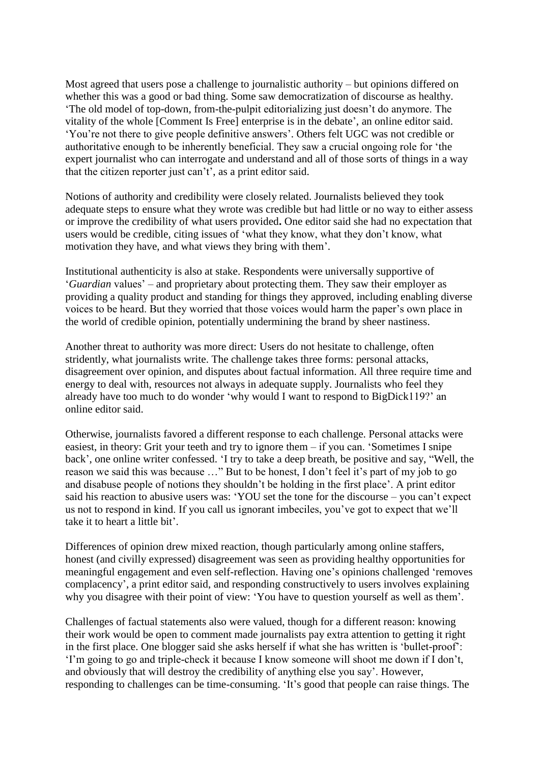Most agreed that users pose a challenge to journalistic authority – but opinions differed on whether this was a good or bad thing. Some saw democratization of discourse as healthy. 'The old model of top-down, from-the-pulpit editorializing just doesn't do anymore. The vitality of the whole [Comment Is Free] enterprise is in the debate', an online editor said. 'You're not there to give people definitive answers'. Others felt UGC was not credible or authoritative enough to be inherently beneficial. They saw a crucial ongoing role for 'the expert journalist who can interrogate and understand and all of those sorts of things in a way that the citizen reporter just can't', as a print editor said.

Notions of authority and credibility were closely related. Journalists believed they took adequate steps to ensure what they wrote was credible but had little or no way to either assess or improve the credibility of what users provided**.** One editor said she had no expectation that users would be credible, citing issues of 'what they know, what they don't know, what motivation they have, and what views they bring with them'.

Institutional authenticity is also at stake. Respondents were universally supportive of '*Guardian* values' – and proprietary about protecting them. They saw their employer as providing a quality product and standing for things they approved, including enabling diverse voices to be heard. But they worried that those voices would harm the paper's own place in the world of credible opinion, potentially undermining the brand by sheer nastiness.

Another threat to authority was more direct: Users do not hesitate to challenge, often stridently, what journalists write. The challenge takes three forms: personal attacks, disagreement over opinion, and disputes about factual information. All three require time and energy to deal with, resources not always in adequate supply. Journalists who feel they already have too much to do wonder 'why would I want to respond to BigDick119?' an online editor said.

Otherwise, journalists favored a different response to each challenge. Personal attacks were easiest, in theory: Grit your teeth and try to ignore them – if you can. 'Sometimes I snipe back', one online writer confessed. 'I try to take a deep breath, be positive and say, "Well, the reason we said this was because …" But to be honest, I don't feel it's part of my job to go and disabuse people of notions they shouldn't be holding in the first place'. A print editor said his reaction to abusive users was: 'YOU set the tone for the discourse – you can't expect us not to respond in kind. If you call us ignorant imbeciles, you've got to expect that we'll take it to heart a little bit'.

Differences of opinion drew mixed reaction, though particularly among online staffers, honest (and civilly expressed) disagreement was seen as providing healthy opportunities for meaningful engagement and even self-reflection. Having one's opinions challenged 'removes complacency', a print editor said, and responding constructively to users involves explaining why you disagree with their point of view: 'You have to question yourself as well as them'.

Challenges of factual statements also were valued, though for a different reason: knowing their work would be open to comment made journalists pay extra attention to getting it right in the first place. One blogger said she asks herself if what she has written is 'bullet-proof': 'I'm going to go and triple-check it because I know someone will shoot me down if I don't, and obviously that will destroy the credibility of anything else you say'. However, responding to challenges can be time-consuming. 'It's good that people can raise things. The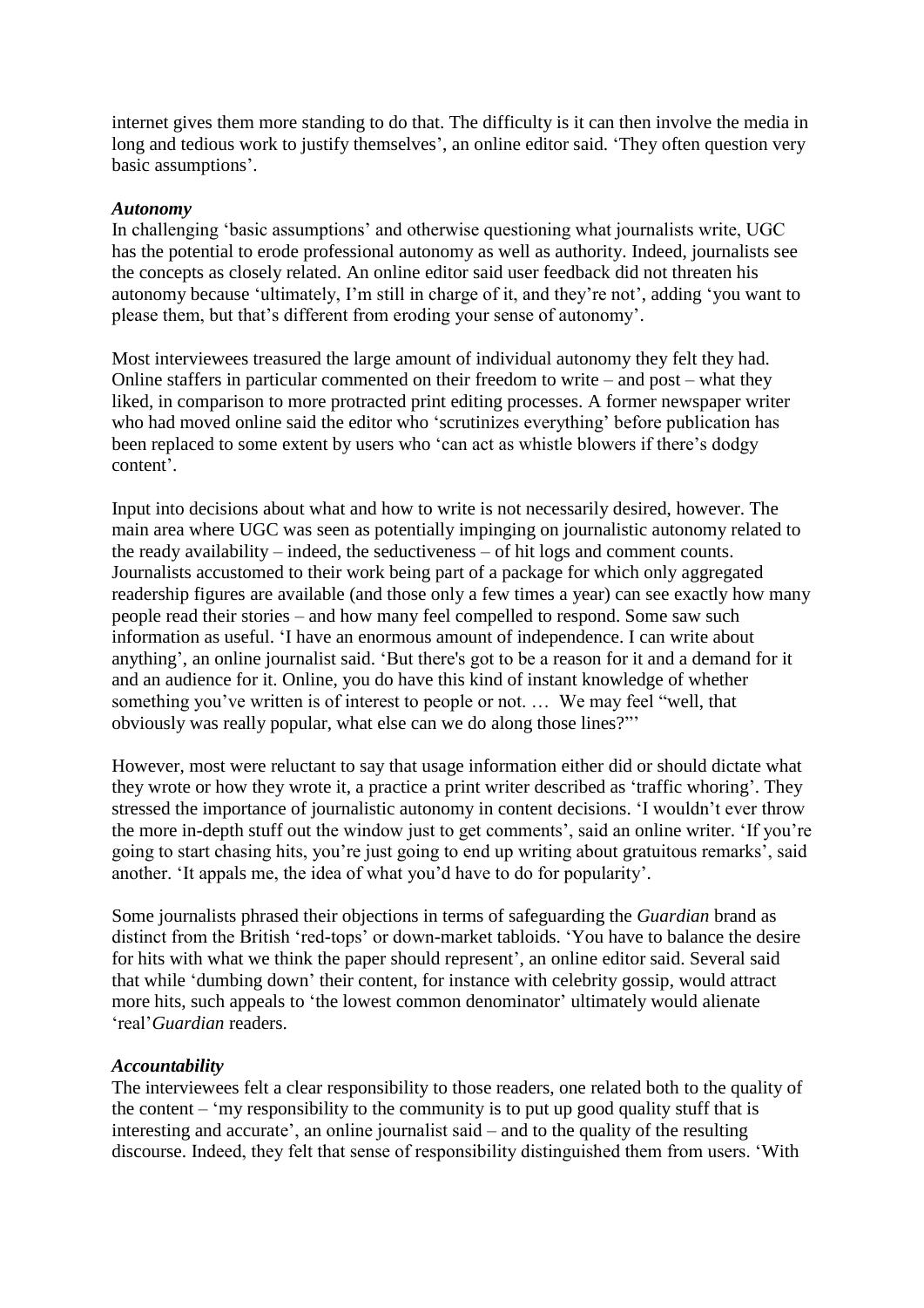internet gives them more standing to do that. The difficulty is it can then involve the media in long and tedious work to justify themselves', an online editor said. 'They often question very basic assumptions'.

### *Autonomy*

In challenging 'basic assumptions' and otherwise questioning what journalists write, UGC has the potential to erode professional autonomy as well as authority. Indeed, journalists see the concepts as closely related. An online editor said user feedback did not threaten his autonomy because 'ultimately, I'm still in charge of it, and they're not', adding 'you want to please them, but that's different from eroding your sense of autonomy'.

Most interviewees treasured the large amount of individual autonomy they felt they had. Online staffers in particular commented on their freedom to write – and post – what they liked, in comparison to more protracted print editing processes. A former newspaper writer who had moved online said the editor who 'scrutinizes everything' before publication has been replaced to some extent by users who 'can act as whistle blowers if there's dodgy content'.

Input into decisions about what and how to write is not necessarily desired, however. The main area where UGC was seen as potentially impinging on journalistic autonomy related to the ready availability – indeed, the seductiveness – of hit logs and comment counts. Journalists accustomed to their work being part of a package for which only aggregated readership figures are available (and those only a few times a year) can see exactly how many people read their stories – and how many feel compelled to respond. Some saw such information as useful. 'I have an enormous amount of independence. I can write about anything', an online journalist said. 'But there's got to be a reason for it and a demand for it and an audience for it. Online, you do have this kind of instant knowledge of whether something you've written is of interest to people or not. … We may feel "well, that obviously was really popular, what else can we do along those lines?"'

However, most were reluctant to say that usage information either did or should dictate what they wrote or how they wrote it, a practice a print writer described as 'traffic whoring'. They stressed the importance of journalistic autonomy in content decisions. 'I wouldn't ever throw the more in-depth stuff out the window just to get comments', said an online writer. 'If you're going to start chasing hits, you're just going to end up writing about gratuitous remarks', said another. 'It appals me, the idea of what you'd have to do for popularity'.

Some journalists phrased their objections in terms of safeguarding the *Guardian* brand as distinct from the British 'red-tops' or down-market tabloids. 'You have to balance the desire for hits with what we think the paper should represent', an online editor said. Several said that while 'dumbing down' their content, for instance with celebrity gossip, would attract more hits, such appeals to 'the lowest common denominator' ultimately would alienate 'real' *Guardian* readers.

### *Accountability*

The interviewees felt a clear responsibility to those readers, one related both to the quality of the content – 'my responsibility to the community is to put up good quality stuff that is interesting and accurate', an online journalist said – and to the quality of the resulting discourse. Indeed, they felt that sense of responsibility distinguished them from users. 'With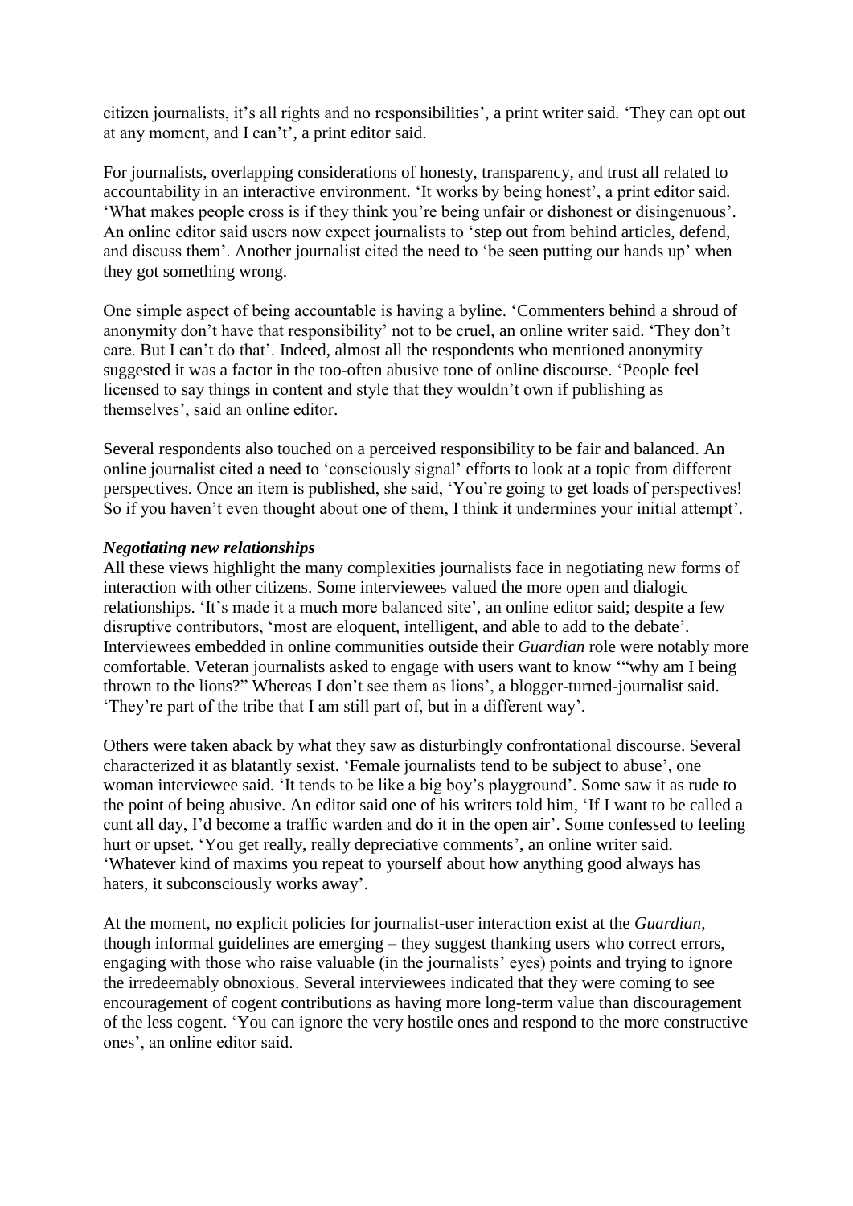citizen journalists, it's all rights and no responsibilities', a print writer said. 'They can opt out at any moment, and I can't', a print editor said.

For journalists, overlapping considerations of honesty, transparency, and trust all related to accountability in an interactive environment. 'It works by being honest', a print editor said. 'What makes people cross is if they think you're being unfair or dishonest or disingenuous'. An online editor said users now expect journalists to 'step out from behind articles, defend, and discuss them'. Another journalist cited the need to 'be seen putting our hands up' when they got something wrong.

One simple aspect of being accountable is having a byline. 'Commenters behind a shroud of anonymity don't have that responsibility' not to be cruel, an online writer said. 'They don't care. But I can't do that'. Indeed, almost all the respondents who mentioned anonymity suggested it was a factor in the too-often abusive tone of online discourse. 'People feel licensed to say things in content and style that they wouldn't own if publishing as themselves', said an online editor.

Several respondents also touched on a perceived responsibility to be fair and balanced. An online journalist cited a need to 'consciously signal' efforts to look at a topic from different perspectives. Once an item is published, she said, 'You're going to get loads of perspectives! So if you haven't even thought about one of them, I think it undermines your initial attempt'.

### *Negotiating new relationships*

All these views highlight the many complexities journalists face in negotiating new forms of interaction with other citizens. Some interviewees valued the more open and dialogic relationships. 'It's made it a much more balanced site', an online editor said; despite a few disruptive contributors, 'most are eloquent, intelligent, and able to add to the debate'. Interviewees embedded in online communities outside their *Guardian* role were notably more comfortable. Veteran journalists asked to engage with users want to know '"why am I being thrown to the lions?" Whereas I don't see them as lions', a blogger-turned-journalist said. 'They're part of the tribe that I am still part of, but in a different way'.

Others were taken aback by what they saw as disturbingly confrontational discourse. Several characterized it as blatantly sexist. 'Female journalists tend to be subject to abuse', one woman interviewee said. 'It tends to be like a big boy's playground'. Some saw it as rude to the point of being abusive. An editor said one of his writers told him, 'If I want to be called a cunt all day, I'd become a traffic warden and do it in the open air'. Some confessed to feeling hurt or upset. 'You get really, really depreciative comments', an online writer said. 'Whatever kind of maxims you repeat to yourself about how anything good always has haters, it subconsciously works away'.

At the moment, no explicit policies for journalist-user interaction exist at the *Guardian*, though informal guidelines are emerging – they suggest thanking users who correct errors, engaging with those who raise valuable (in the journalists' eyes) points and trying to ignore the irredeemably obnoxious. Several interviewees indicated that they were coming to see encouragement of cogent contributions as having more long-term value than discouragement of the less cogent. 'You can ignore the very hostile ones and respond to the more constructive ones', an online editor said.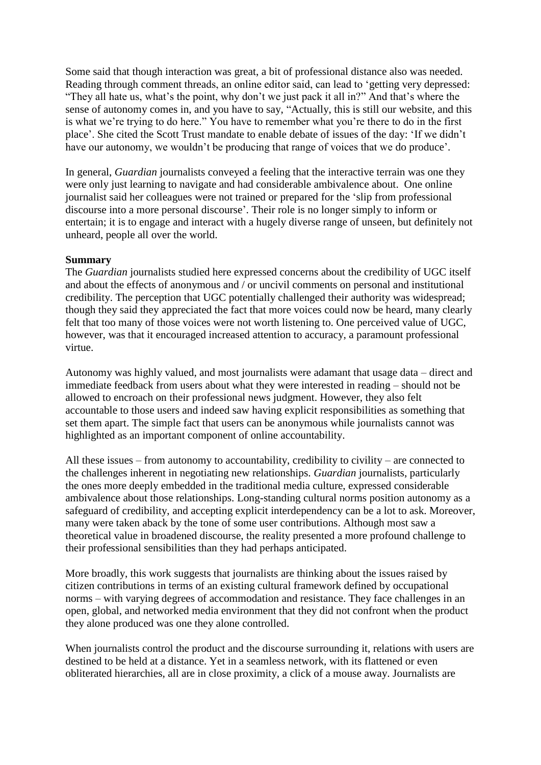Some said that though interaction was great, a bit of professional distance also was needed. Reading through comment threads, an online editor said, can lead to 'getting very depressed: "They all hate us, what's the point, why don't we just pack it all in?" And that's where the sense of autonomy comes in, and you have to say, "Actually, this is still our website, and this is what we're trying to do here." You have to remember what you're there to do in the first place'. She cited the Scott Trust mandate to enable debate of issues of the day: 'If we didn't have our autonomy, we wouldn't be producing that range of voices that we do produce'.

In general, *Guardian* journalists conveyed a feeling that the interactive terrain was one they were only just learning to navigate and had considerable ambivalence about. One online journalist said her colleagues were not trained or prepared for the 'slip from professional discourse into a more personal discourse'. Their role is no longer simply to inform or entertain; it is to engage and interact with a hugely diverse range of unseen, but definitely not unheard, people all over the world.

**Summary**

The *Guardian* journalists studied here expressed concerns about the credibility of UGC itself and about the effects of anonymous and / or uncivil comments on personal and institutional credibility. The perception that UGC potentially challenged their authority was widespread; though they said they appreciated the fact that more voices could now be heard, many clearly felt that too many of those voices were not worth listening to. One perceived value of UGC, however, was that it encouraged increased attention to accuracy, a paramount professional virtue.

Autonomy was highly valued, and most journalists were adamant that usage data – direct and immediate feedback from users about what they were interested in reading – should not be allowed to encroach on their professional news judgment. However, they also felt accountable to those users and indeed saw having explicit responsibilities as something that set them apart. The simple fact that users can be anonymous while journalists cannot was highlighted as an important component of online accountability.

All these issues – from autonomy to accountability, credibility to civility – are connected to the challenges inherent in negotiating new relationships. *Guardian* journalists, particularly the ones more deeply embedded in the traditional media culture, expressed considerable ambivalence about those relationships. Long-standing cultural norms position autonomy as a safeguard of credibility, and accepting explicit interdependency can be a lot to ask. Moreover, many were taken aback by the tone of some user contributions. Although most saw a theoretical value in broadened discourse, the reality presented a more profound challenge to their professional sensibilities than they had perhaps anticipated.

More broadly, this work suggests that journalists are thinking about the issues raised by citizen contributions in terms of an existing cultural framework defined by occupational norms – with varying degrees of accommodation and resistance. They face challenges in an open, global, and networked media environment that they did not confront when the product they alone produced was one they alone controlled.

When journalists control the product and the discourse surrounding it, relations with users are destined to be held at a distance. Yet in a seamless network, with its flattened or even obliterated hierarchies, all are in close proximity, a click of a mouse away. Journalists are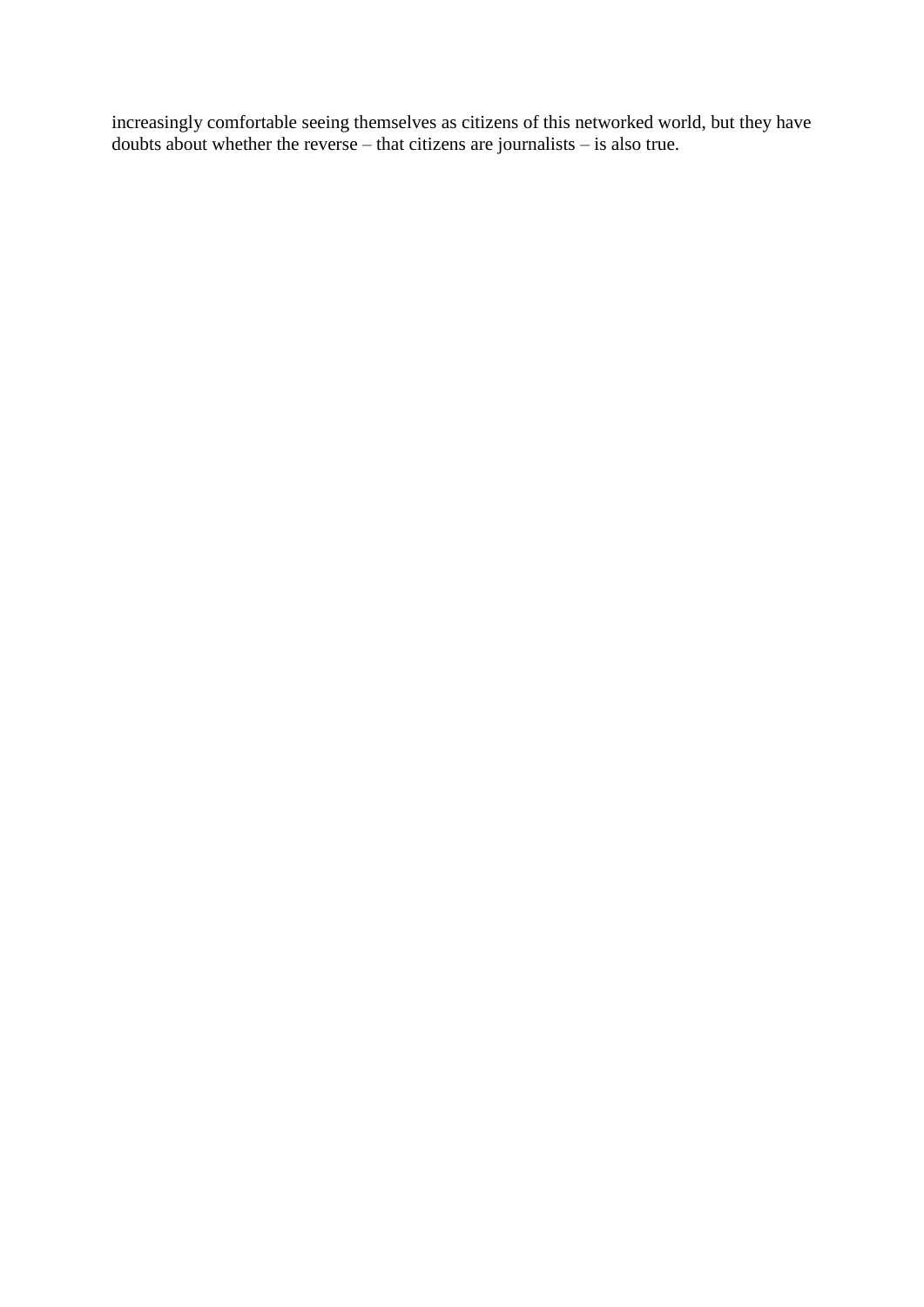increasingly comfortable seeing themselves as citizens of this networked world, but they have doubts about whether the reverse – that citizens are journalists – is also true.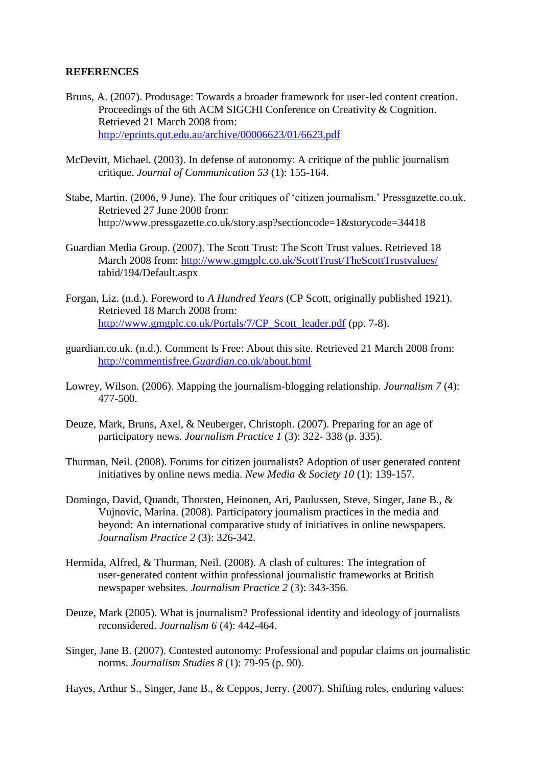**REFERENCES**

Bruns, A. (2007). Produsage: Towards a broader framework for user-led content creation. Proceedings of the 6th ACM SIGCHI Conference on Creativity & Cognition. Retrieved 21 March 2008 from: http://eprints.qut.edu.au/archive/00006623/01/6623.pdf

McDevitt, Michael. (2003). In defense of autonomy: A critique of the public journalism critique. *Journal of Communication 53* (1): 155-164.

Stabe, Martin. (2006, 9 June). The four critiques of 'citizen journalism.' Pressgazette.co.uk. Retrieved 27 June 2008 from: http://www.pressgazette.co.uk/story.asp?sectioncode=1&storycode=34418

Guardian Media Group. (2007). The Scott Trust: The Scott Trust values. Retrieved 18 March 2008 from: http://www.gmgplc.co.uk/ScottTrust/TheScottTrustvalues/tabid/194/Default.aspx

Forgan, Liz. (n.d.). Foreword to *A Hundred Years* (CP Scott, originally published 1921). Retrieved 18 March 2008 from: http://www.gmgplc.co.uk/Portals/7/CP_Scott_leader.pdf (pp. 7-8).

guardian.co.uk. (n.d.). Comment Is Free: About this site. Retrieved 21 March 2008 from: http://commentisfree.*Guardian*.co.uk/about.html

Lowrey, Wilson. (2006). Mapping the journalism-blogging relationship. *Journalism 7* (4): 477-500.

Deuze, Mark, Bruns, Axel, & Neuberger, Christoph. (2007). Preparing for an age of participatory news. *Journalism Practice 1* (3): 322- 338 (p. 335).

Thurman, Neil. (2008). Forums for citizen journalists? Adoption of user generated content initiatives by online news media. *New Media & Society 10* (1): 139-157.

Domingo, David, Quandt, Thorsten, Heinonen, Ari, Paulussen, Steve, Singer, Jane B., & Vujnovic, Marina. (2008). Participatory journalism practices in the media and beyond: An international comparative study of initiatives in online newspapers. *Journalism Practice 2* (3): 326-342.

Hermida, Alfred, & Thurman, Neil. (2008). A clash of cultures: The integration of user-generated content within professional journalistic frameworks at British newspaper websites. *Journalism Practice 2* (3): 343-356.

Deuze, Mark (2005). What is journalism? Professional identity and ideology of journalists reconsidered. *Journalism 6* (4): 442-464.

Singer, Jane B. (2007). Contested autonomy: Professional and popular claims on journalistic norms. *Journalism Studies 8* (1): 79-95 (p. 90).

Hayes, Arthur S., Singer, Jane B., & Ceppos, Jerry. (2007). Shifting roles, enduring values: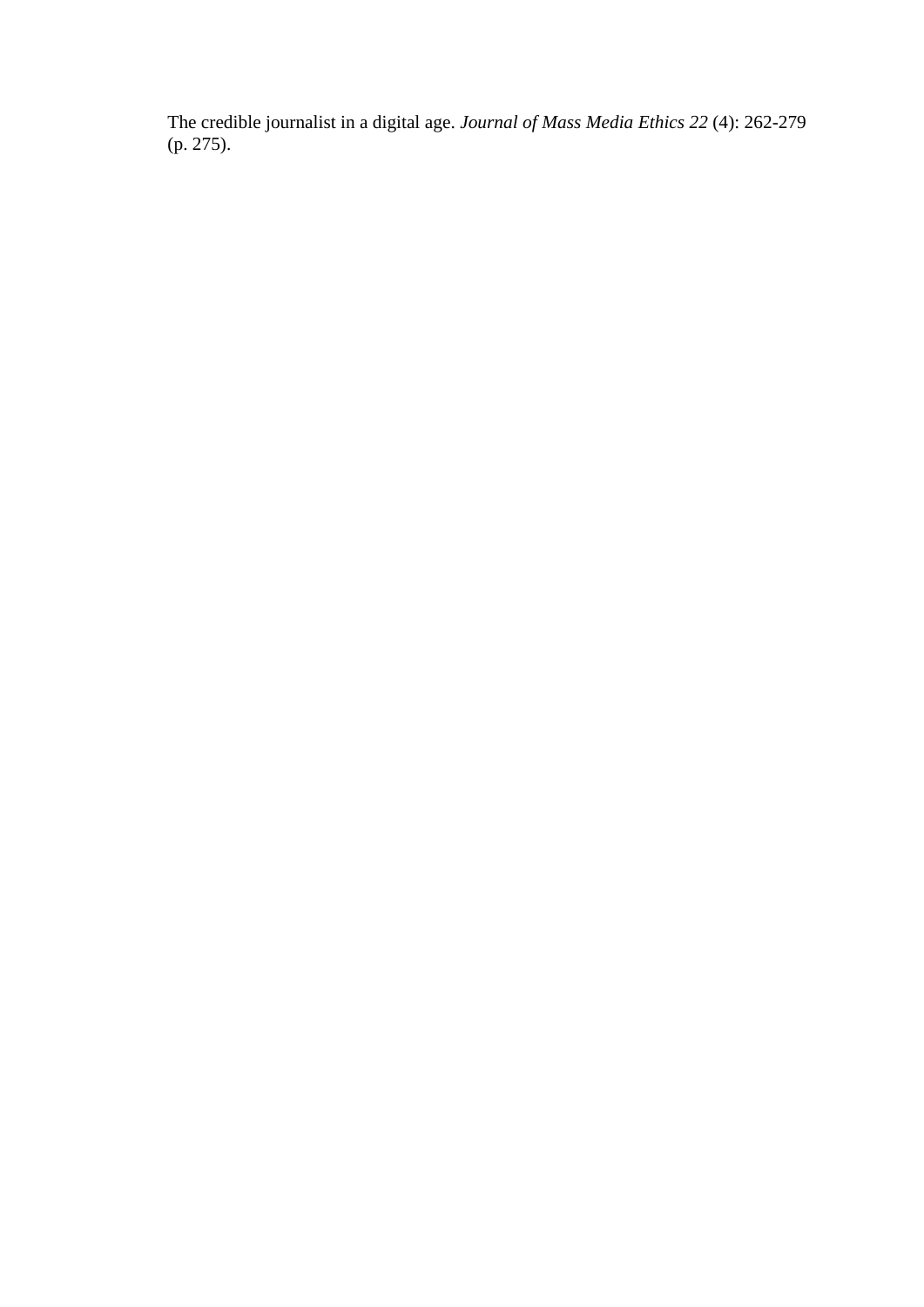The credible journalist in a digital age. *Journal of Mass Media Ethics 22* (4): 262-279 (p. 275).